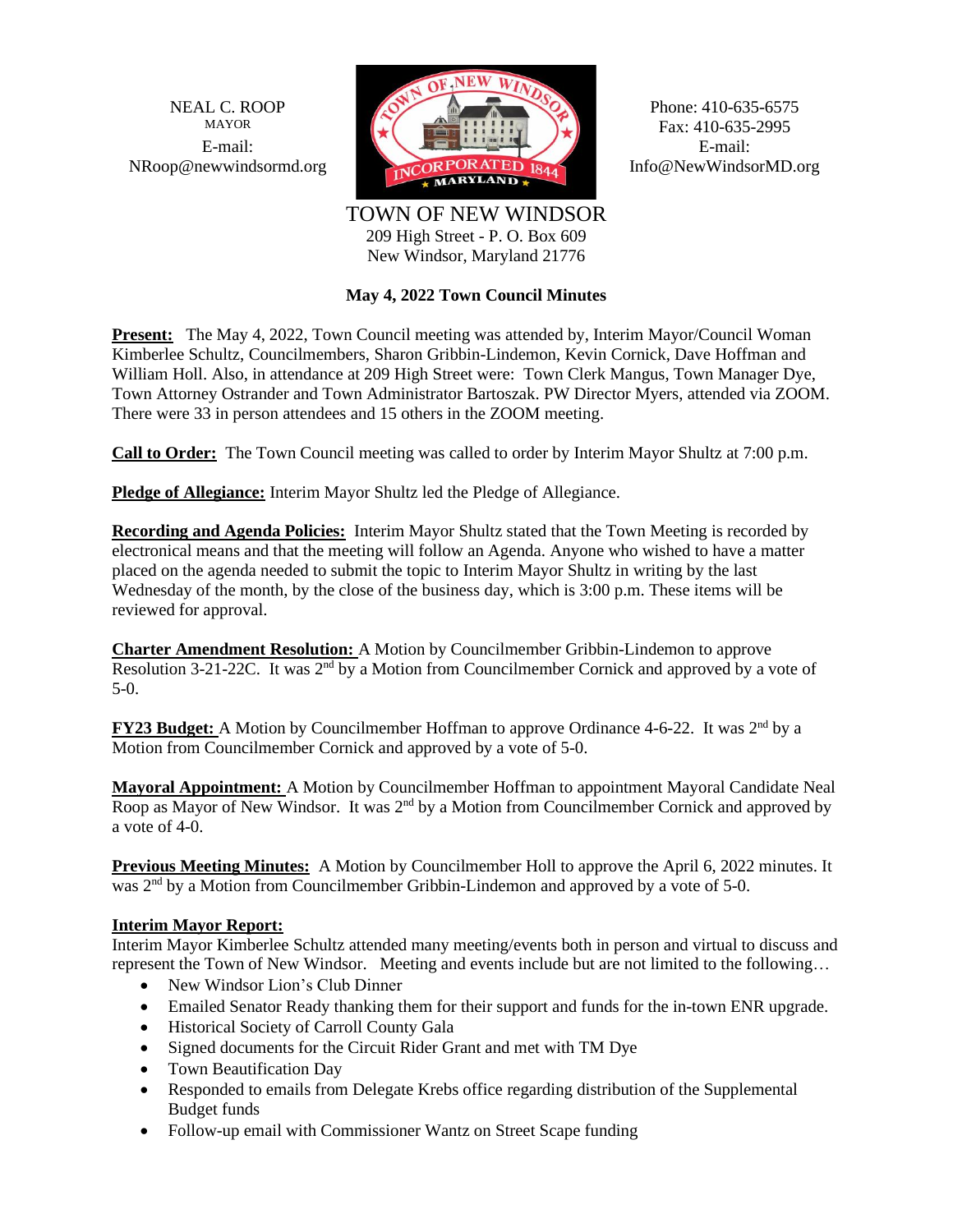NEAL C. ROOP
MAYOR
E-mail:
NRoop@newwindsormd.org

Phone: 410-635-6575
Fax: 410-635-2995
E-mail:
Info@NewWindsorMD.org

TOWN OF NEW WINDSOR
209 High Street - P. O. Box 609
New Windsor, Maryland 21776

## May 4, 2022 Town Council Minutes

**Present:** The May 4, 2022, Town Council meeting was attended by, Interim Mayor/Council Woman Kimberlee Schultz, Councilmembers, Sharon Gribbin-Lindemon, Kevin Cornick, Dave Hoffman and William Holl. Also, in attendance at 209 High Street were: Town Clerk Mangus, Town Manager Dye, Town Attorney Ostrander and Town Administrator Bartoszak. PW Director Myers, attended via ZOOM. There were 33 in person attendees and 15 others in the ZOOM meeting.

**Call to Order:** The Town Council meeting was called to order by Interim Mayor Shultz at 7:00 p.m.

**Pledge of Allegiance:** Interim Mayor Shultz led the Pledge of Allegiance.

**Recording and Agenda Policies:** Interim Mayor Shultz stated that the Town Meeting is recorded by electronical means and that the meeting will follow an Agenda. Anyone who wished to have a matter placed on the agenda needed to submit the topic to Interim Mayor Shultz in writing by the last Wednesday of the month, by the close of the business day, which is 3:00 p.m. These items will be reviewed for approval.

**Charter Amendment Resolution:** A Motion by Councilmember Gribbin-Lindemon to approve Resolution 3-21-22C. It was 2nd by a Motion from Councilmember Cornick and approved by a vote of 5-0.

**FY23 Budget:** A Motion by Councilmember Hoffman to approve Ordinance 4-6-22. It was 2nd by a Motion from Councilmember Cornick and approved by a vote of 5-0.

**Mayoral Appointment:** A Motion by Councilmember Hoffman to appointment Mayoral Candidate Neal Roop as Mayor of New Windsor. It was 2nd by a Motion from Councilmember Cornick and approved by a vote of 4-0.

**Previous Meeting Minutes:** A Motion by Councilmember Holl to approve the April 6, 2022 minutes. It was 2nd by a Motion from Councilmember Gribbin-Lindemon and approved by a vote of 5-0.

**Interim Mayor Report:**
Interim Mayor Kimberlee Schultz attended many meeting/events both in person and virtual to discuss and represent the Town of New Windsor. Meeting and events include but are not limited to the following…

- New Windsor Lion's Club Dinner
- Emailed Senator Ready thanking them for their support and funds for the in-town ENR upgrade.
- Historical Society of Carroll County Gala
- Signed documents for the Circuit Rider Grant and met with TM Dye
- Town Beautification Day
- Responded to emails from Delegate Krebs office regarding distribution of the Supplemental Budget funds
- Follow-up email with Commissioner Wantz on Street Scape funding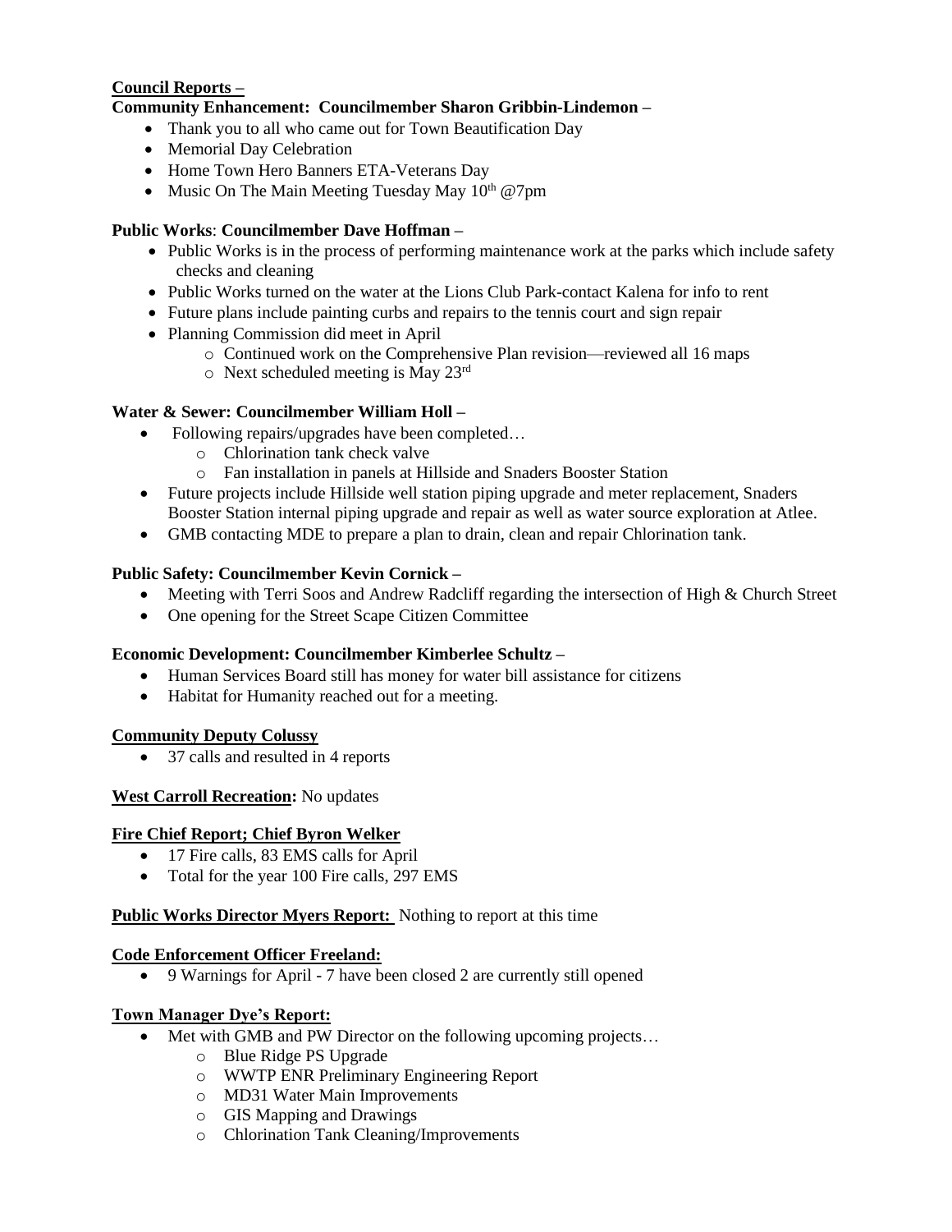**Council Reports –**

**Community Enhancement: Councilmember Sharon Gribbin-Lindemon –**

- Thank you to all who came out for Town Beautification Day
- Memorial Day Celebration
- Home Town Hero Banners ETA-Veterans Day
- Music On The Main Meeting Tuesday May 10th @7pm

**Public Works**: **Councilmember Dave Hoffman –**

- Public Works is in the process of performing maintenance work at the parks which include safety checks and cleaning
- Public Works turned on the water at the Lions Club Park-contact Kalena for info to rent
- Future plans include painting curbs and repairs to the tennis court and sign repair
- Planning Commission did meet in April
  - Continued work on the Comprehensive Plan revision—reviewed all 16 maps
  - Next scheduled meeting is May 23rd

**Water & Sewer: Councilmember William Holl –**

- Following repairs/upgrades have been completed…
  - Chlorination tank check valve
  - Fan installation in panels at Hillside and Snaders Booster Station
- Future projects include Hillside well station piping upgrade and meter replacement, Snaders Booster Station internal piping upgrade and repair as well as water source exploration at Atlee.
- GMB contacting MDE to prepare a plan to drain, clean and repair Chlorination tank.

**Public Safety: Councilmember Kevin Cornick –**

- Meeting with Terri Soos and Andrew Radcliff regarding the intersection of High & Church Street
- One opening for the Street Scape Citizen Committee

**Economic Development: Councilmember Kimberlee Schultz –**

- Human Services Board still has money for water bill assistance for citizens
- Habitat for Humanity reached out for a meeting.

**Community Deputy Colussy**

- 37 calls and resulted in 4 reports

**West Carroll Recreation:** No updates

**Fire Chief Report; Chief Byron Welker**

- 17 Fire calls, 83 EMS calls for April
- Total for the year 100 Fire calls, 297 EMS

**Public Works Director Myers Report:** Nothing to report at this time

**Code Enforcement Officer Freeland:**

- 9 Warnings for April - 7 have been closed 2 are currently still opened

**Town Manager Dye's Report:**

- Met with GMB and PW Director on the following upcoming projects…
  - Blue Ridge PS Upgrade
  - WWTP ENR Preliminary Engineering Report
  - MD31 Water Main Improvements
  - GIS Mapping and Drawings
  - Chlorination Tank Cleaning/Improvements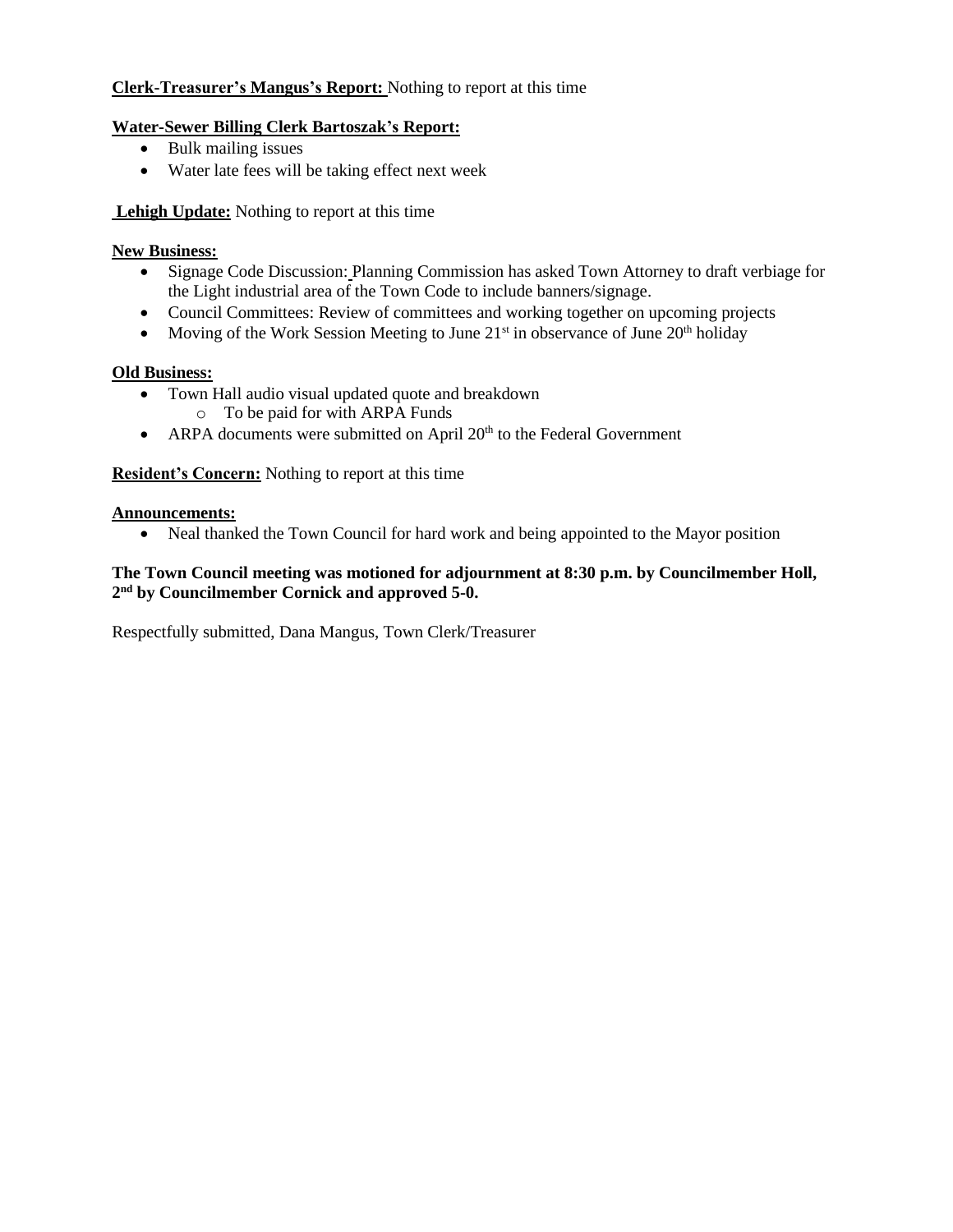**Clerk-Treasurer's Mangus's Report:** Nothing to report at this time

**Water-Sewer Billing Clerk Bartoszak's Report:**

- Bulk mailing issues
- Water late fees will be taking effect next week

**Lehigh Update:** Nothing to report at this time

**New Business:**

- Signage Code Discussion: Planning Commission has asked Town Attorney to draft verbiage for the Light industrial area of the Town Code to include banners/signage.
- Council Committees: Review of committees and working together on upcoming projects
- Moving of the Work Session Meeting to June 21st in observance of June 20th holiday

**Old Business:**

- Town Hall audio visual updated quote and breakdown
  - To be paid for with ARPA Funds
- ARPA documents were submitted on April 20th to the Federal Government

**Resident's Concern:** Nothing to report at this time

**Announcements:**

- Neal thanked the Town Council for hard work and being appointed to the Mayor position

**The Town Council meeting was motioned for adjournment at 8:30 p.m. by Councilmember Holl, 2nd by Councilmember Cornick and approved 5-0.**

Respectfully submitted, Dana Mangus, Town Clerk/Treasurer